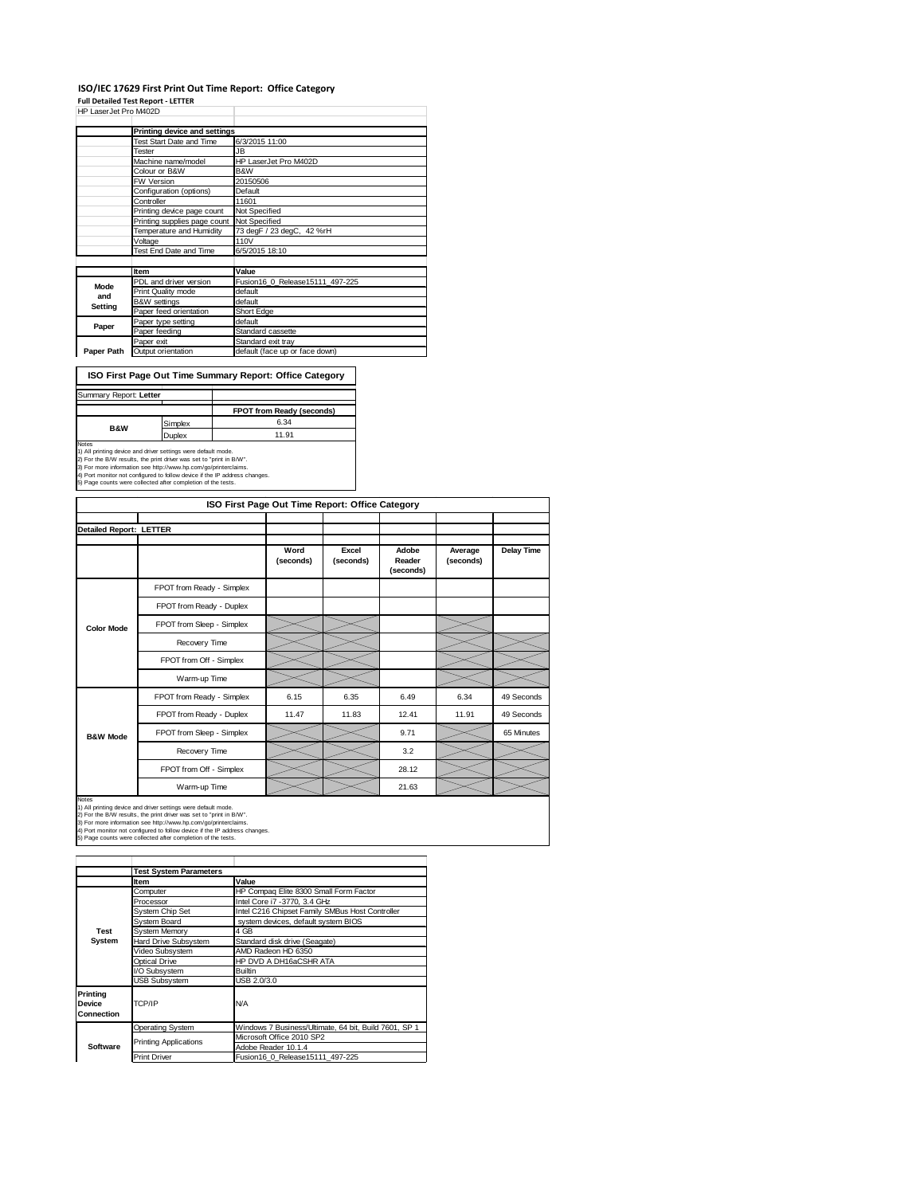# ISO/IEC 17629 First Print Out Time Report: Office Category

**Full Detailed Test Report - LETTER**

HP LaserJet Pro M402D

| | | |
|---|---|---|
| | **Printing device and settings** | |
| | Test Start Date and Time | 6/3/2015 11:00 |
| | Tester | JB |
| | Machine name/model | HP LaserJet Pro M402D |
| | Colour or B&W | B&W |
| | FW Version | 20150506 |
| | Configuration (options) | Default |
| | Controller | 11601 |
| | Printing device page count | Not Specified |
| | Printing supplies page count | Not Specified |
| | Temperature and Humidity | 73 degF / 23 degC, 42 %rH |
| | Voltage | 110V |
| | Test End Date and Time | 6/5/2015 18:10 |
| | **Item** | **Value** |
| Mode and Setting | PDL and driver version | Fusion16_0_Release15111_497-225 |
| | Print Quality mode | default |
| | B&W settings | default |
| | Paper feed orientation | Short Edge |
| Paper | Paper type setting | default |
| | Paper feeding | Standard cassette |
| | Paper exit | Standard exit tray |
| Paper Path | Output orientation | default (face up or face down) |

## ISO First Page Out Time Summary Report: Office Category

Summary Report: **Letter**

| | | FPOT from Ready (seconds) |
|---|---|---|
| B&W | Simplex | 6.34 |
| | Duplex | 11.91 |

Notes
1) All printing device and driver settings were default mode.
2) For the B/W results, the print driver was set to "print in B/W".
3) For more information see http://www.hp.com/go/printerclaims.
4) Port monitor not configured to follow device if the IP address changes.
5) Page counts were collected after completion of the tests.

## ISO First Page Out Time Report: Office Category

**Detailed Report: LETTER**

| | | Word (seconds) | Excel (seconds) | Adobe Reader (seconds) | Average (seconds) | Delay Time |
|---|---|---|---|---|---|---|
| Color Mode | FPOT from Ready - Simplex | | | | | |
| | FPOT from Ready - Duplex | | | | | |
| | FPOT from Sleep - Simplex | | | | | |
| | Recovery Time | | | | | |
| | FPOT from Off - Simplex | | | | | |
| | Warm-up Time | | | | | |
| B&W Mode | FPOT from Ready - Simplex | 6.15 | 6.35 | 6.49 | 6.34 | 49 Seconds |
| | FPOT from Ready - Duplex | 11.47 | 11.83 | 12.41 | 11.91 | 49 Seconds |
| | FPOT from Sleep - Simplex | | | 9.71 | | 65 Minutes |
| | Recovery Time | | | 3.2 | | |
| | FPOT from Off - Simplex | | | 28.12 | | |
| | Warm-up Time | | | 21.63 | | |

Notes
1) All printing device and driver settings were default mode.
2) For the B/W results, the print driver was set to "print in B/W".
3) For more information see http://www.hp.com/go/printerclaims.
4) Port monitor not configured to follow device if the IP address changes.
5) Page counts were collected after completion of the tests.

| | | |
|---|---|---|
| | **Test System Parameters** | |
| | **Item** | **Value** |
| Test System | Computer | HP Compaq Elite 8300 Small Form Factor |
| | Processor | Intel Core i7 -3770, 3.4 GHz |
| | System Chip Set | Intel C216 Chipset Family SMBus Host Controller |
| | System Board | system devices, default system BIOS |
| | System Memory | 4 GB |
| | Hard Drive Subsystem | Standard disk drive (Seagate) |
| | Video Subsystem | AMD Radeon HD 6350 |
| | Optical Drive | HP DVD A DH16aCSHR ATA |
| | I/O Subsystem | Builtin |
| | USB Subsystem | USB 2.0/3.0 |
| Printing Device Connection | TCP/IP | N/A |
| Software | Operating System | Windows 7 Business/Ultimate, 64 bit, Build 7601, SP 1 |
| | Printing Applications | Microsoft Office 2010 SP2 |
| | | Adobe Reader 10.1.4 |
| | Print Driver | Fusion16_0_Release15111_497-225 |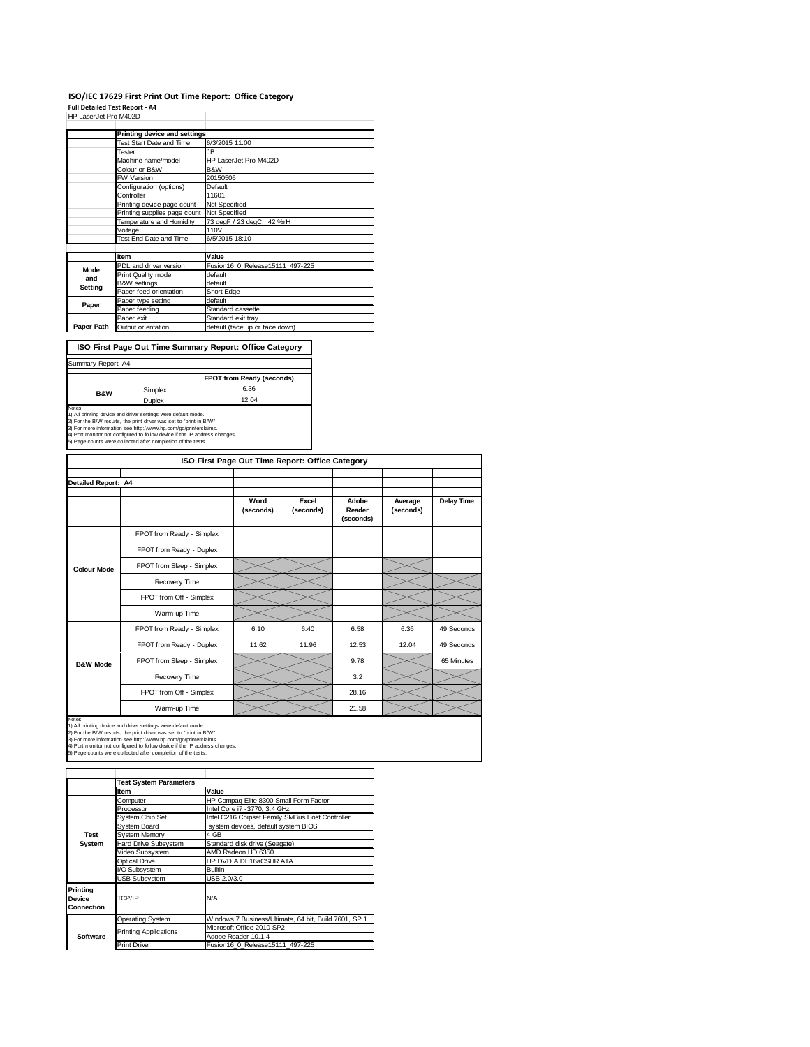# ISO/IEC 17629 First Print Out Time Report: Office Category

**Full Detailed Test Report - A4**

HP LaserJet Pro M402D

| | | |
|---|---|---|
| | **Printing device and settings** | |
| | Test Start Date and Time | 6/3/2015 11:00 |
| | Tester | JB |
| | Machine name/model | HP LaserJet Pro M402D |
| | Colour or B&W | B&W |
| | FW Version | 20150506 |
| | Configuration (options) | Default |
| | Controller | 11601 |
| | Printing device page count | Not Specified |
| | Printing supplies page count | Not Specified |
| | Temperature and Humidity | 73 degF / 23 degC, 42 %rH |
| | Voltage | 110V |
| | Test End Date and Time | 6/5/2015 18:10 |
| | | |
| | **Item** | **Value** |
| **Mode and Setting** | PDL and driver version | Fusion16_0_Release15111_497-225 |
| | Print Quality mode | default |
| | B&W settings | default |
| | Paper feed orientation | Short Edge |
| **Paper** | Paper type setting | default |
| | Paper feeding | Standard cassette |
| | Paper exit | Standard exit tray |
| **Paper Path** | Output orientation | default (face up or face down) |

## ISO First Page Out Time Summary Report: Office Category

Summary Report: A4

| | | FPOT from Ready (seconds) |
|---|---|---|
| **B&W** | Simplex | 6.36 |
| | Duplex | 12.04 |

Notes
1) All printing device and driver settings were default mode.
2) For the B/W results, the print driver was set to "print in B/W".
3) For more information see http://www.hp.com/go/printerclaims.
4) Port monitor not configured to follow device if the IP address changes.
5) Page counts were collected after completion of the tests.

## ISO First Page Out Time Report: Office Category

Detailed Report: A4

| | | Word (seconds) | Excel (seconds) | Adobe Reader (seconds) | Average (seconds) | Delay Time |
|---|---|---|---|---|---|---|
| **Colour Mode** | FPOT from Ready - Simplex | | | | | |
| | FPOT from Ready - Duplex | | | | | |
| | FPOT from Sleep - Simplex | | | | | |
| | Recovery Time | | | | | |
| | FPOT from Off - Simplex | | | | | |
| | Warm-up Time | | | | | |
| **B&W Mode** | FPOT from Ready - Simplex | 6.10 | 6.40 | 6.58 | 6.36 | 49 Seconds |
| | FPOT from Ready - Duplex | 11.62 | 11.96 | 12.53 | 12.04 | 49 Seconds |
| | FPOT from Sleep - Simplex | | | 9.78 | | 65 Minutes |
| | Recovery Time | | | 3.2 | | |
| | FPOT from Off - Simplex | | | 28.16 | | |
| | Warm-up Time | | | 21.58 | | |

Notes
1) All printing device and driver settings were default mode.
2) For the B/W results, the print driver was set to "print in B/W".
3) For more information see http://www.hp.com/go/printerclaims.
4) Port monitor not configured to follow device if the IP address changes.
5) Page counts were collected after completion of the tests.

| | | |
|---|---|---|
| | **Test System Parameters** | |
| | **Item** | **Value** |
| **Test System** | Computer | HP Compaq Elite 8300 Small Form Factor |
| | Processor | Intel Core i7 -3770, 3.4 GHz |
| | System Chip Set | Intel C216 Chipset Family SMBus Host Controller |
| | System Board | system devices, default system BIOS |
| | System Memory | 4 GB |
| | Hard Drive Subsystem | Standard disk drive (Seagate) |
| | Video Subsystem | AMD Radeon HD 6350 |
| | Optical Drive | HP DVD A DH16aCSHR ATA |
| | I/O Subsystem | Builtin |
| | USB Subsystem | USB 2.0/3.0 |
| **Printing Device Connection** | TCP/IP | N/A |
| **Software** | Operating System | Windows 7 Business/Ultimate, 64 bit, Build 7601, SP 1 |
| | Printing Applications | Microsoft Office 2010 SP2 |
| | | Adobe Reader 10.1.4 |
| | Print Driver | Fusion16_0_Release15111_497-225 |